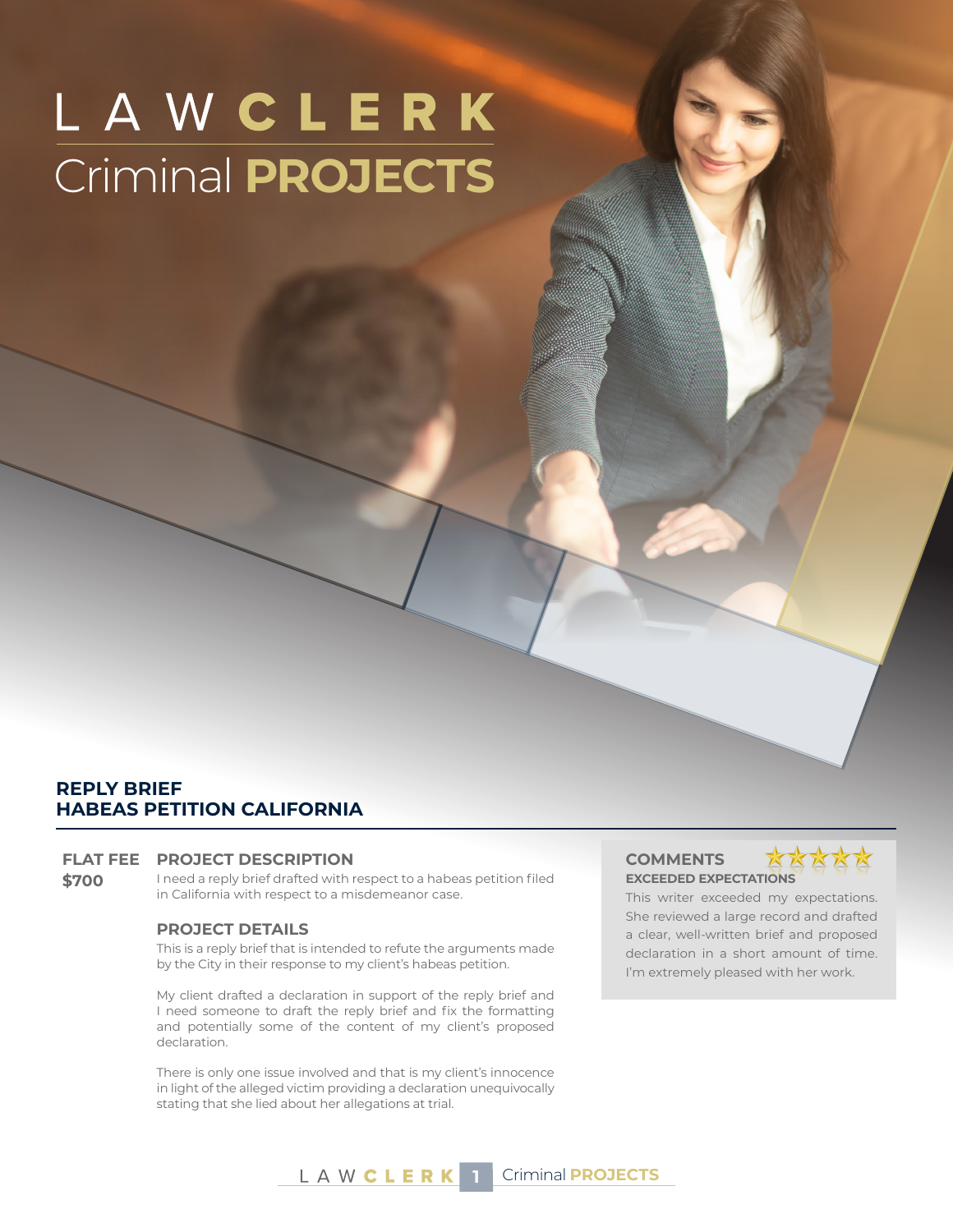# LAW CLERK
## Criminal PROJECTS

### REPLY BRIEF
### HABEAS PETITION CALIFORNIA

**FLAT FEE**
**$700**

**PROJECT DESCRIPTION**

I need a reply brief drafted with respect to a habeas petition filed in California with respect to a misdemeanor case.

**PROJECT DETAILS**

This is a reply brief that is intended to refute the arguments made by the City in their response to my client's habeas petition.

My client drafted a declaration in support of the reply brief and I need someone to draft the reply brief and fix the formatting and potentially some of the content of my client's proposed declaration.

There is only one issue involved and that is my client's innocence in light of the alleged victim providing a declaration unequivocally stating that she lied about her allegations at trial.

**COMMENTS** ★★★★★

**EXCEEDED EXPECTATIONS**

This writer exceeded my expectations. She reviewed a large record and drafted a clear, well-written brief and proposed declaration in a short amount of time. I'm extremely pleased with her work.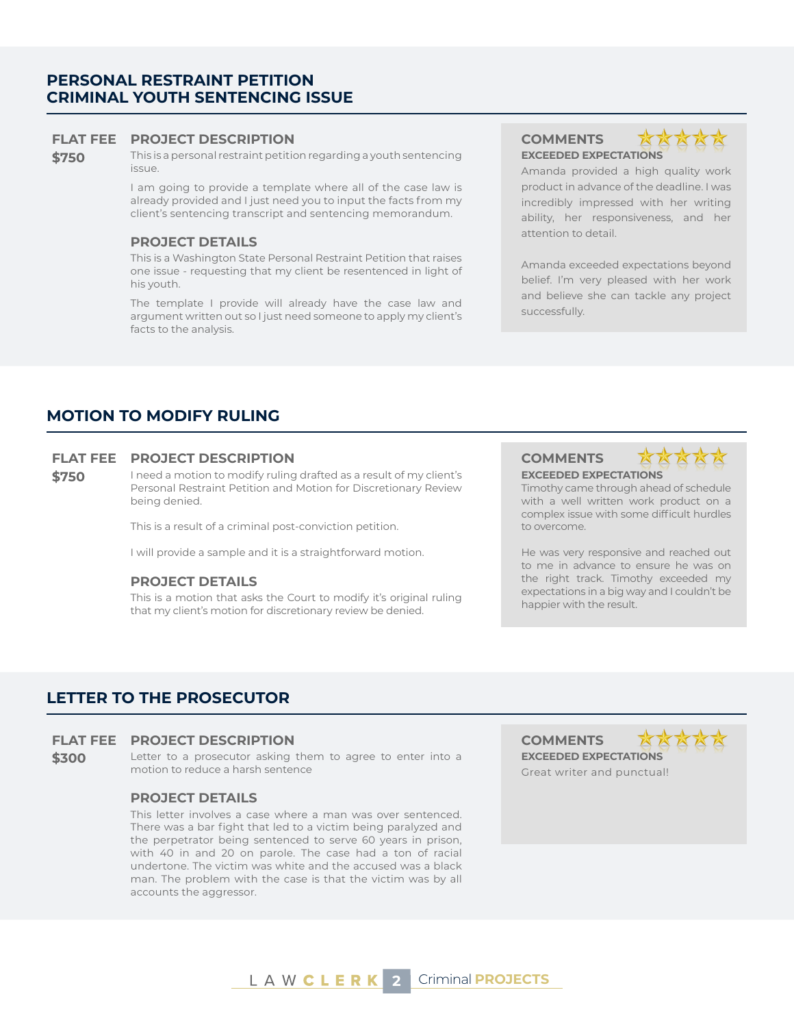## PERSONAL RESTRAINT PETITION CRIMINAL YOUTH SENTENCING ISSUE

**FLAT FEE**

**$750**

### PROJECT DESCRIPTION

This is a personal restraint petition regarding a youth sentencing issue.

I am going to provide a template where all of the case law is already provided and I just need you to input the facts from my client's sentencing transcript and sentencing memorandum.

### PROJECT DETAILS

This is a Washington State Personal Restraint Petition that raises one issue - requesting that my client be resentenced in light of his youth.

The template I provide will already have the case law and argument written out so I just need someone to apply my client's facts to the analysis.

### COMMENTS

★★★★★

**EXCEEDED EXPECTATIONS**

Amanda provided a high quality work product in advance of the deadline. I was incredibly impressed with her writing ability, her responsiveness, and her attention to detail.

Amanda exceeded expectations beyond belief. I'm very pleased with her work and believe she can tackle any project successfully.

## MOTION TO MODIFY RULING

**FLAT FEE**

**$750**

### PROJECT DESCRIPTION

I need a motion to modify ruling drafted as a result of my client's Personal Restraint Petition and Motion for Discretionary Review being denied.

This is a result of a criminal post-conviction petition.

I will provide a sample and it is a straightforward motion.

### PROJECT DETAILS

This is a motion that asks the Court to modify it's original ruling that my client's motion for discretionary review be denied.

### COMMENTS

★★★★★

**EXCEEDED EXPECTATIONS**

Timothy came through ahead of schedule with a well written work product on a complex issue with some difficult hurdles to overcome.

He was very responsive and reached out to me in advance to ensure he was on the right track. Timothy exceeded my expectations in a big way and I couldn't be happier with the result.

## LETTER TO THE PROSECUTOR

**FLAT FEE**

**$300**

### PROJECT DESCRIPTION

Letter to a prosecutor asking them to agree to enter into a motion to reduce a harsh sentence

### PROJECT DETAILS

This letter involves a case where a man was over sentenced. There was a bar fight that led to a victim being paralyzed and the perpetrator being sentenced to serve 60 years in prison, with 40 in and 20 on parole. The case had a ton of racial undertone. The victim was white and the accused was a black man. The problem with the case is that the victim was by all accounts the aggressor.

### COMMENTS

★★★★★

**EXCEEDED EXPECTATIONS**

Great writer and punctual!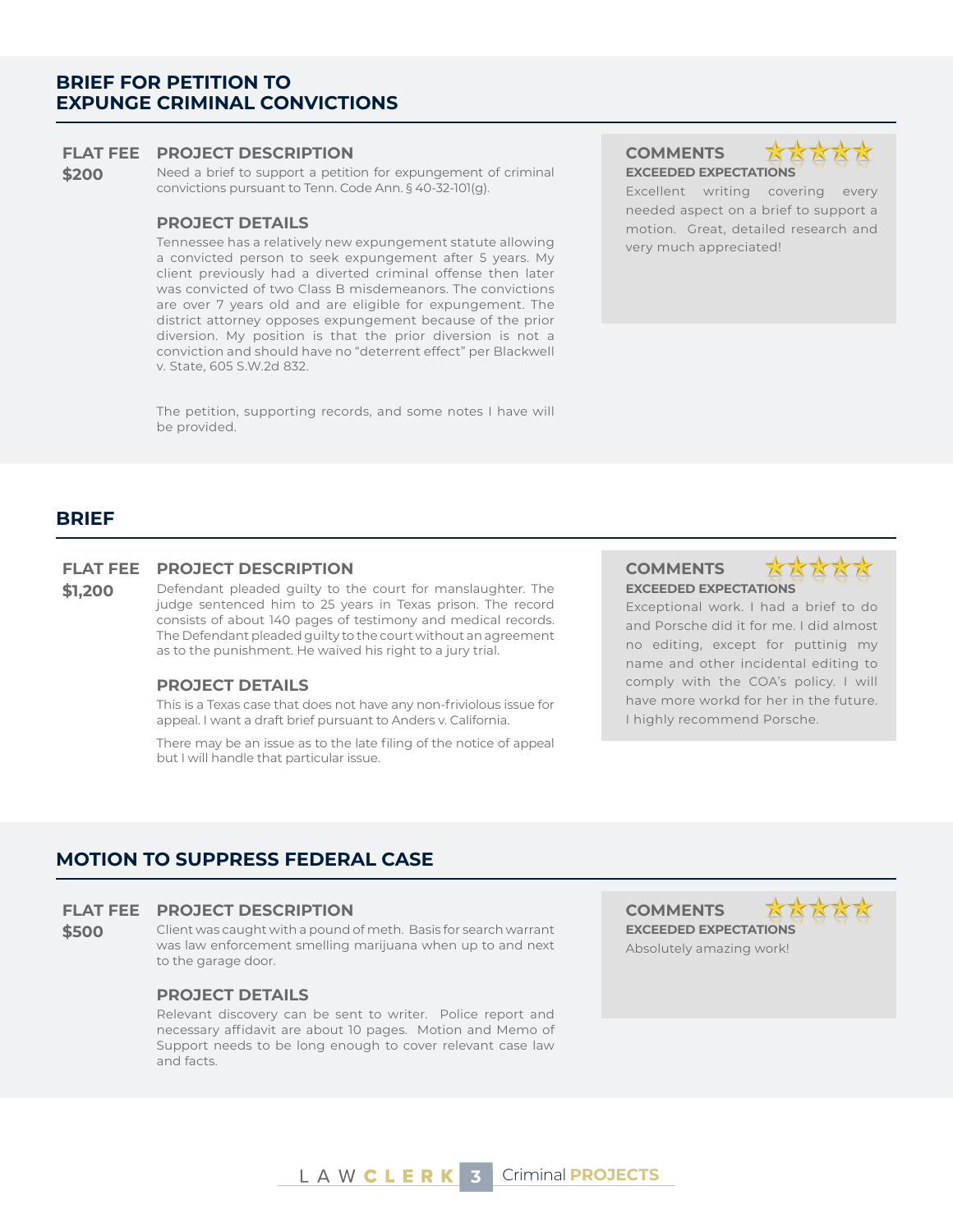## BRIEF FOR PETITION TO EXPUNGE CRIMINAL CONVICTIONS

**FLAT FEE**
**$200**

### PROJECT DESCRIPTION

Need a brief to support a petition for expungement of criminal convictions pursuant to Tenn. Code Ann. § 40-32-101(g).

### PROJECT DETAILS

Tennessee has a relatively new expungement statute allowing a convicted person to seek expungement after 5 years. My client previously had a diverted criminal offense then later was convicted of two Class B misdemeanors. The convictions are over 7 years old and are eligible for expungement. The district attorney opposes expungement because of the prior diversion. My position is that the prior diversion is not a conviction and should have no "deterrent effect" per Blackwell v. State, 605 S.W.2d 832.

The petition, supporting records, and some notes I have will be provided.

### COMMENTS

**EXCEEDED EXPECTATIONS**

Excellent writing covering every needed aspect on a brief to support a motion. Great, detailed research and very much appreciated!

## BRIEF

**FLAT FEE**
**$1,200**

### PROJECT DESCRIPTION

Defendant pleaded guilty to the court for manslaughter. The judge sentenced him to 25 years in Texas prison. The record consists of about 140 pages of testimony and medical records. The Defendant pleaded guilty to the court without an agreement as to the punishment. He waived his right to a jury trial.

### PROJECT DETAILS

This is a Texas case that does not have any non-friviolous issue for appeal. I want a draft brief pursuant to Anders v. California.

There may be an issue as to the late filing of the notice of appeal but I will handle that particular issue.

### COMMENTS

**EXCEEDED EXPECTATIONS**

Exceptional work. I had a brief to do and Porsche did it for me. I did almost no editing, except for puttinig my name and other incidental editing to comply with the COA's policy. I will have more workd for her in the future. I highly recommend Porsche.

## MOTION TO SUPPRESS FEDERAL CASE

**FLAT FEE**
**$500**

### PROJECT DESCRIPTION

Client was caught with a pound of meth. Basis for search warrant was law enforcement smelling marijuana when up to and next to the garage door.

### PROJECT DETAILS

Relevant discovery can be sent to writer. Police report and necessary affidavit are about 10 pages. Motion and Memo of Support needs to be long enough to cover relevant case law and facts.

### COMMENTS

**EXCEEDED EXPECTATIONS**

Absolutely amazing work!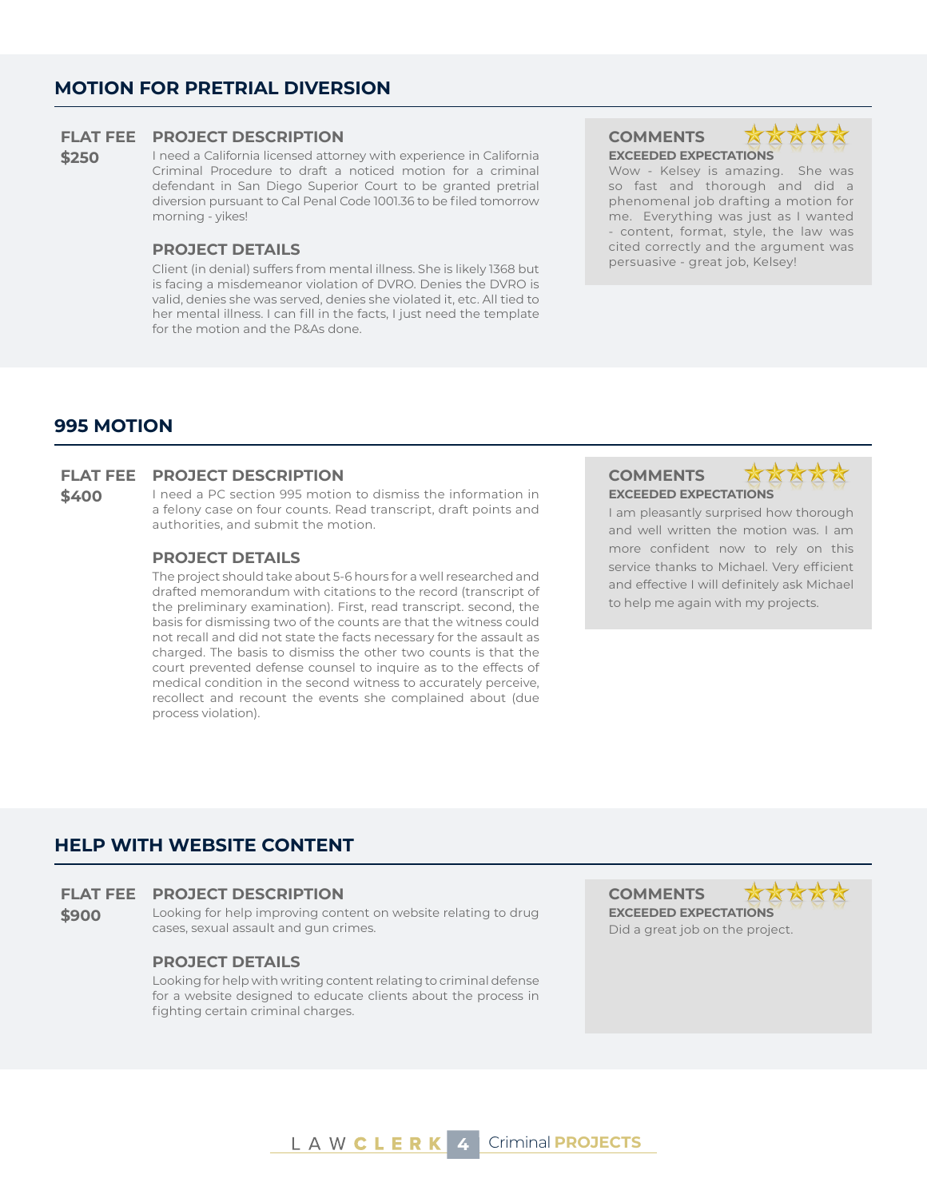## MOTION FOR PRETRIAL DIVERSION

**FLAT FEE**
**$250**

### PROJECT DESCRIPTION

I need a California licensed attorney with experience in California Criminal Procedure to draft a noticed motion for a criminal defendant in San Diego Superior Court to be granted pretrial diversion pursuant to Cal Penal Code 1001.36 to be filed tomorrow morning - yikes!

### PROJECT DETAILS

Client (in denial) suffers from mental illness. She is likely 1368 but is facing a misdemeanor violation of DVRO. Denies the DVRO is valid, denies she was served, denies she violated it, etc. All tied to her mental illness. I can fill in the facts, I just need the template for the motion and the P&As done.

### COMMENTS

**EXCEEDED EXPECTATIONS**

Wow - Kelsey is amazing. She was so fast and thorough and did a phenomenal job drafting a motion for me. Everything was just as I wanted - content, format, style, the law was cited correctly and the argument was persuasive - great job, Kelsey!

## 995 MOTION

**FLAT FEE**
**$400**

### PROJECT DESCRIPTION

I need a PC section 995 motion to dismiss the information in a felony case on four counts. Read transcript, draft points and authorities, and submit the motion.

### PROJECT DETAILS

The project should take about 5-6 hours for a well researched and drafted memorandum with citations to the record (transcript of the preliminary examination). First, read transcript. second, the basis for dismissing two of the counts are that the witness could not recall and did not state the facts necessary for the assault as charged. The basis to dismiss the other two counts is that the court prevented defense counsel to inquire as to the effects of medical condition in the second witness to accurately perceive, recollect and recount the events she complained about (due process violation).

### COMMENTS

**EXCEEDED EXPECTATIONS**

I am pleasantly surprised how thorough and well written the motion was. I am more confident now to rely on this service thanks to Michael. Very efficient and effective I will definitely ask Michael to help me again with my projects.

## HELP WITH WEBSITE CONTENT

**FLAT FEE**
**$900**

### PROJECT DESCRIPTION

Looking for help improving content on website relating to drug cases, sexual assault and gun crimes.

### PROJECT DETAILS

Looking for help with writing content relating to criminal defense for a website designed to educate clients about the process in fighting certain criminal charges.

### COMMENTS

**EXCEEDED EXPECTATIONS**

Did a great job on the project.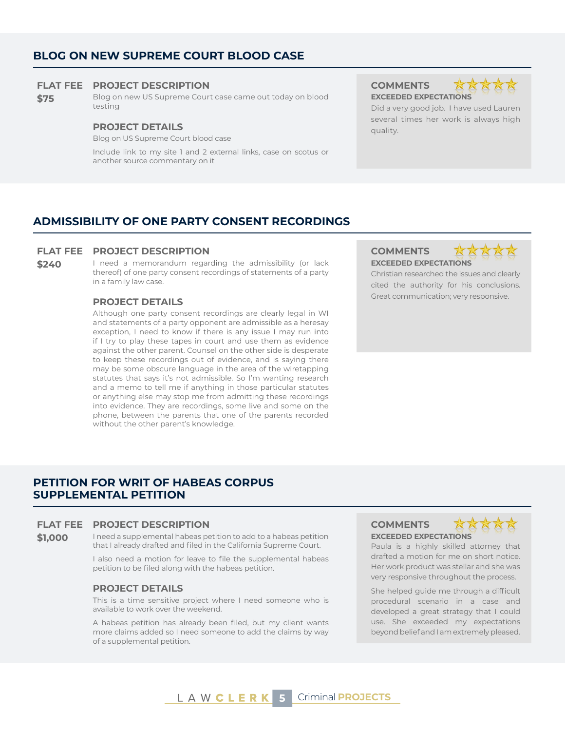## BLOG ON NEW SUPREME COURT BLOOD CASE

**FLAT FEE**
**$75**

### PROJECT DESCRIPTION

Blog on new US Supreme Court case came out today on blood testing

### PROJECT DETAILS

Blog on US Supreme Court blood case

Include link to my site 1 and 2 external links, case on scotus or another source commentary on it

### COMMENTS

**EXCEEDED EXPECTATIONS**

Did a very good job. I have used Lauren several times her work is always high quality.

## ADMISSIBILITY OF ONE PARTY CONSENT RECORDINGS

**FLAT FEE**
**$240**

### PROJECT DESCRIPTION

I need a memorandum regarding the admissibility (or lack thereof) of one party consent recordings of statements of a party in a family law case.

### PROJECT DETAILS

Although one party consent recordings are clearly legal in WI and statements of a party opponent are admissible as a heresay exception, I need to know if there is any issue I may run into if I try to play these tapes in court and use them as evidence against the other parent. Counsel on the other side is desperate to keep these recordings out of evidence, and is saying there may be some obscure language in the area of the wiretapping statutes that says it's not admissible. So I'm wanting research and a memo to tell me if anything in those particular statutes or anything else may stop me from admitting these recordings into evidence. They are recordings, some live and some on the phone, between the parents that one of the parents recorded without the other parent's knowledge.

### COMMENTS

**EXCEEDED EXPECTATIONS**

Christian researched the issues and clearly cited the authority for his conclusions. Great communication; very responsive.

## PETITION FOR WRIT OF HABEAS CORPUS SUPPLEMENTAL PETITION

**FLAT FEE**
**$1,000**

### PROJECT DESCRIPTION

I need a supplemental habeas petition to add to a habeas petition that I already drafted and filed in the California Supreme Court.

I also need a motion for leave to file the supplemental habeas petition to be filed along with the habeas petition.

### PROJECT DETAILS

This is a time sensitive project where I need someone who is available to work over the weekend.

A habeas petition has already been filed, but my client wants more claims added so I need someone to add the claims by way of a supplemental petition.

### COMMENTS

**EXCEEDED EXPECTATIONS**

Paula is a highly skilled attorney that drafted a motion for me on short notice. Her work product was stellar and she was very responsive throughout the process.

She helped guide me through a difficult procedural scenario in a case and developed a great strategy that I could use. She exceeded my expectations beyond belief and I am extremely pleased.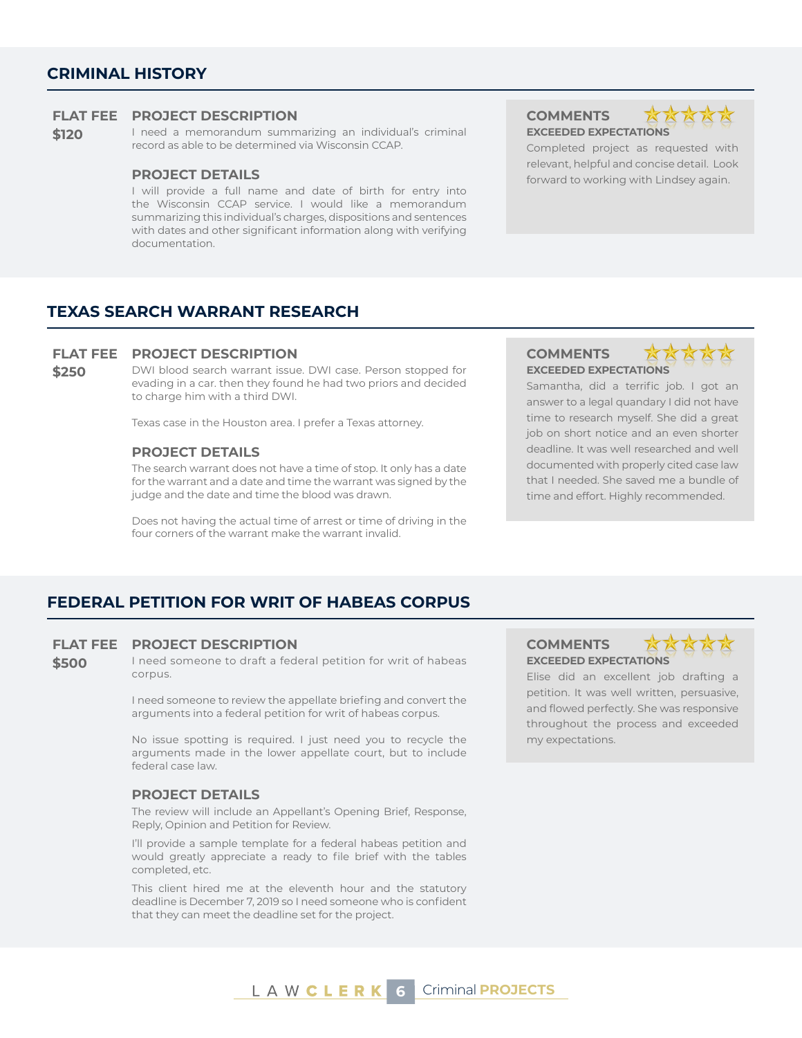## CRIMINAL HISTORY

**FLAT FEE**
**$120**

### PROJECT DESCRIPTION

I need a memorandum summarizing an individual's criminal record as able to be determined via Wisconsin CCAP.

### PROJECT DETAILS

I will provide a full name and date of birth for entry into the Wisconsin CCAP service. I would like a memorandum summarizing this individual's charges, dispositions and sentences with dates and other significant information along with verifying documentation.

### COMMENTS

**EXCEEDED EXPECTATIONS**

Completed project as requested with relevant, helpful and concise detail. Look forward to working with Lindsey again.

## TEXAS SEARCH WARRANT RESEARCH

**FLAT FEE**
**$250**

### PROJECT DESCRIPTION

DWI blood search warrant issue. DWI case. Person stopped for evading in a car. then they found he had two priors and decided to charge him with a third DWI.

Texas case in the Houston area. I prefer a Texas attorney.

### PROJECT DETAILS

The search warrant does not have a time of stop. It only has a date for the warrant and a date and time the warrant was signed by the judge and the date and time the blood was drawn.

Does not having the actual time of arrest or time of driving in the four corners of the warrant make the warrant invalid.

### COMMENTS

**EXCEEDED EXPECTATIONS**

Samantha, did a terrific job. I got an answer to a legal quandary I did not have time to research myself. She did a great job on short notice and an even shorter deadline. It was well researched and well documented with properly cited case law that I needed. She saved me a bundle of time and effort. Highly recommended.

## FEDERAL PETITION FOR WRIT OF HABEAS CORPUS

**FLAT FEE**
**$500**

### PROJECT DESCRIPTION

I need someone to draft a federal petition for writ of habeas corpus.

I need someone to review the appellate briefing and convert the arguments into a federal petition for writ of habeas corpus.

No issue spotting is required. I just need you to recycle the arguments made in the lower appellate court, but to include federal case law.

### PROJECT DETAILS

The review will include an Appellant's Opening Brief, Response, Reply, Opinion and Petition for Review.

I'll provide a sample template for a federal habeas petition and would greatly appreciate a ready to file brief with the tables completed, etc.

This client hired me at the eleventh hour and the statutory deadline is December 7, 2019 so I need someone who is confident that they can meet the deadline set for the project.

### COMMENTS

**EXCEEDED EXPECTATIONS**

Elise did an excellent job drafting a petition. It was well written, persuasive, and flowed perfectly. She was responsive throughout the process and exceeded my expectations.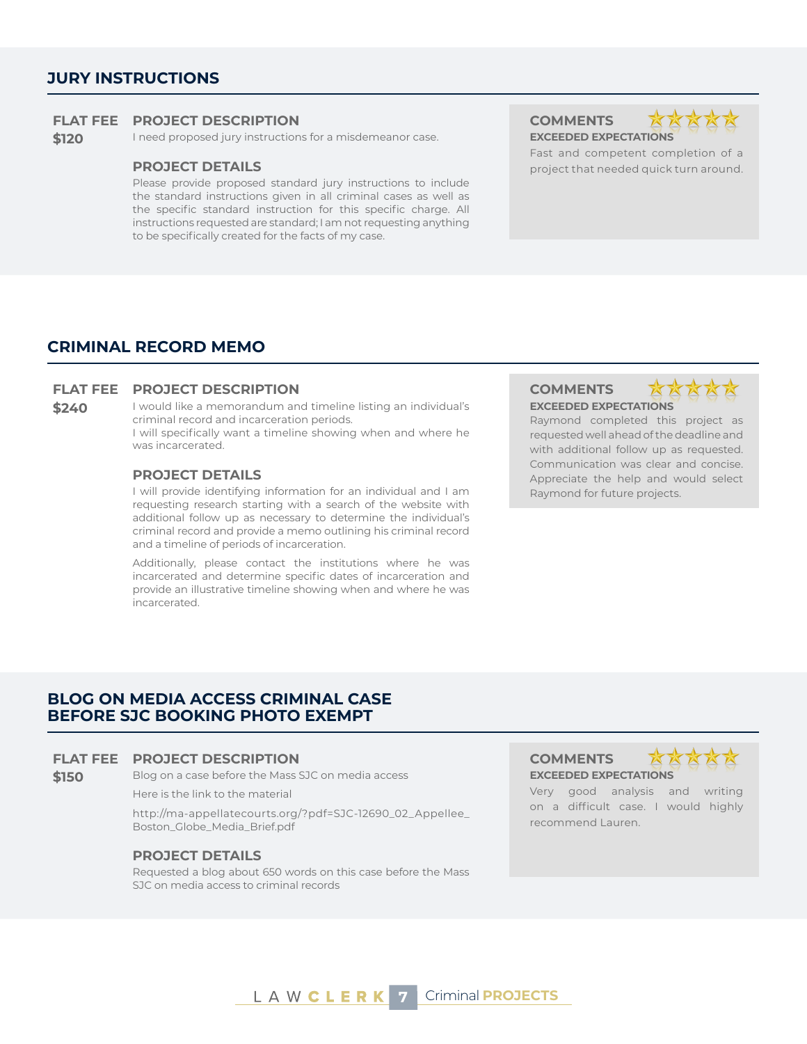## JURY INSTRUCTIONS

**FLAT FEE**
**$120**

### PROJECT DESCRIPTION

I need proposed jury instructions for a misdemeanor case.

### PROJECT DETAILS

Please provide proposed standard jury instructions to include the standard instructions given in all criminal cases as well as the specific standard instruction for this specific charge. All instructions requested are standard; I am not requesting anything to be specifically created for the facts of my case.

### COMMENTS

**EXCEEDED EXPECTATIONS**

Fast and competent completion of a project that needed quick turn around.

## CRIMINAL RECORD MEMO

**FLAT FEE**
**$240**

### PROJECT DESCRIPTION

I would like a memorandum and timeline listing an individual's criminal record and incarceration periods.
I will specifically want a timeline showing when and where he was incarcerated.

### PROJECT DETAILS

I will provide identifying information for an individual and I am requesting research starting with a search of the website with additional follow up as necessary to determine the individual's criminal record and provide a memo outlining his criminal record and a timeline of periods of incarceration.

Additionally, please contact the institutions where he was incarcerated and determine specific dates of incarceration and provide an illustrative timeline showing when and where he was incarcerated.

### COMMENTS

**EXCEEDED EXPECTATIONS**

Raymond completed this project as requested well ahead of the deadline and with additional follow up as requested. Communication was clear and concise. Appreciate the help and would select Raymond for future projects.

## BLOG ON MEDIA ACCESS CRIMINAL CASE BEFORE SJC BOOKING PHOTO EXEMPT

**FLAT FEE**
**$150**

### PROJECT DESCRIPTION

Blog on a case before the Mass SJC on media access

Here is the link to the material

http://ma-appellatecourts.org/?pdf=SJC-12690_02_Appellee_Boston_Globe_Media_Brief.pdf

### PROJECT DETAILS

Requested a blog about 650 words on this case before the Mass SJC on media access to criminal records

### COMMENTS

**EXCEEDED EXPECTATIONS**

Very good analysis and writing on a difficult case. I would highly recommend Lauren.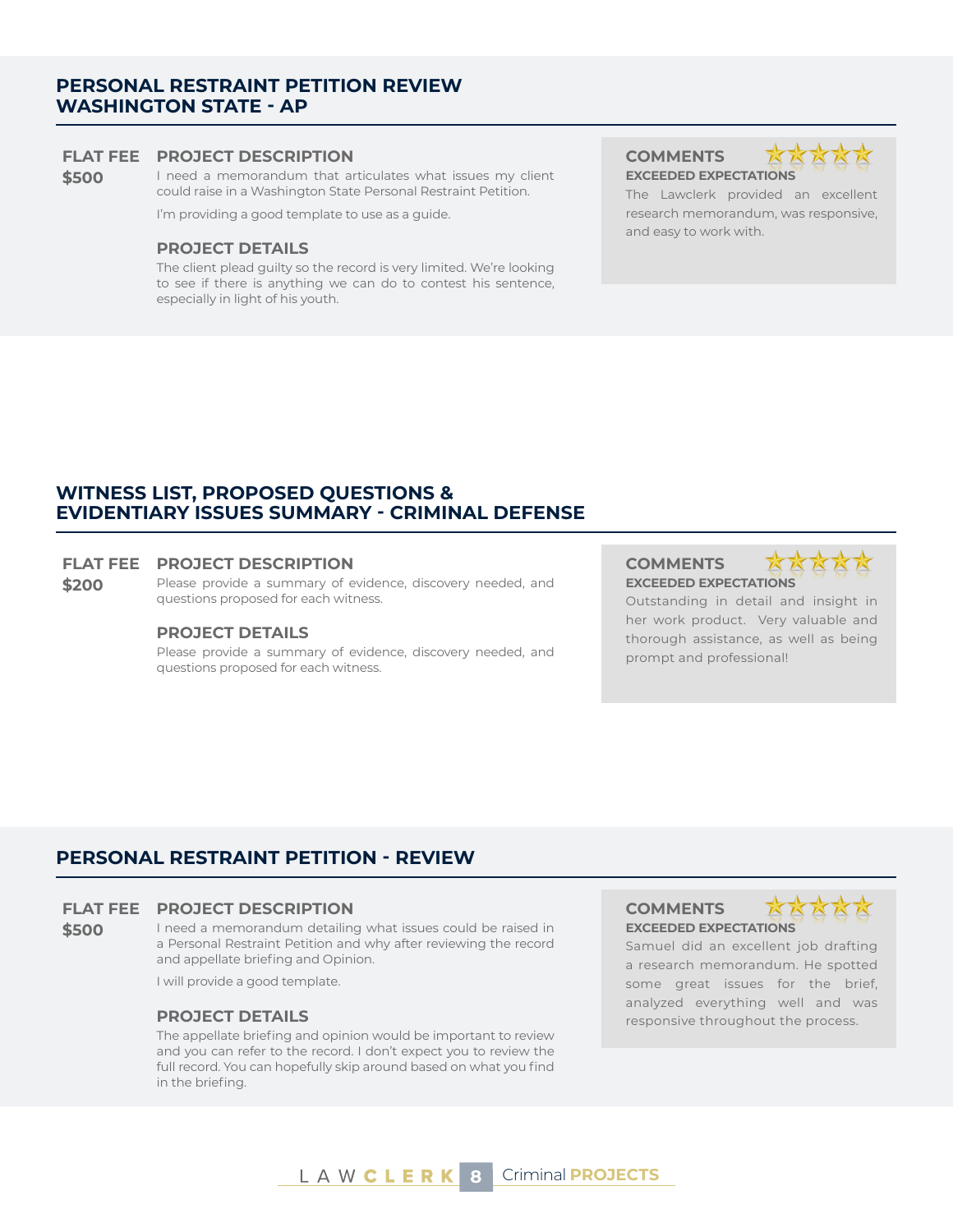## PERSONAL RESTRAINT PETITION REVIEW WASHINGTON STATE - AP

**FLAT FEE**

**$500**

### PROJECT DESCRIPTION

I need a memorandum that articulates what issues my client could raise in a Washington State Personal Restraint Petition.

I'm providing a good template to use as a guide.

### PROJECT DETAILS

The client plead guilty so the record is very limited. We're looking to see if there is anything we can do to contest his sentence, especially in light of his youth.

### COMMENTS

★★★★★

**EXCEEDED EXPECTATIONS**

The Lawclerk provided an excellent research memorandum, was responsive, and easy to work with.

## WITNESS LIST, PROPOSED QUESTIONS & EVIDENTIARY ISSUES SUMMARY - CRIMINAL DEFENSE

**FLAT FEE**

**$200**

### PROJECT DESCRIPTION

Please provide a summary of evidence, discovery needed, and questions proposed for each witness.

### PROJECT DETAILS

Please provide a summary of evidence, discovery needed, and questions proposed for each witness.

### COMMENTS

★★★★★

**EXCEEDED EXPECTATIONS**

Outstanding in detail and insight in her work product. Very valuable and thorough assistance, as well as being prompt and professional!

## PERSONAL RESTRAINT PETITION - REVIEW

**FLAT FEE**

**$500**

### PROJECT DESCRIPTION

I need a memorandum detailing what issues could be raised in a Personal Restraint Petition and why after reviewing the record and appellate briefing and Opinion.

I will provide a good template.

### PROJECT DETAILS

The appellate briefing and opinion would be important to review and you can refer to the record. I don't expect you to review the full record. You can hopefully skip around based on what you find in the briefing.

### COMMENTS

★★★★★

**EXCEEDED EXPECTATIONS**

Samuel did an excellent job drafting a research memorandum. He spotted some great issues for the brief, analyzed everything well and was responsive throughout the process.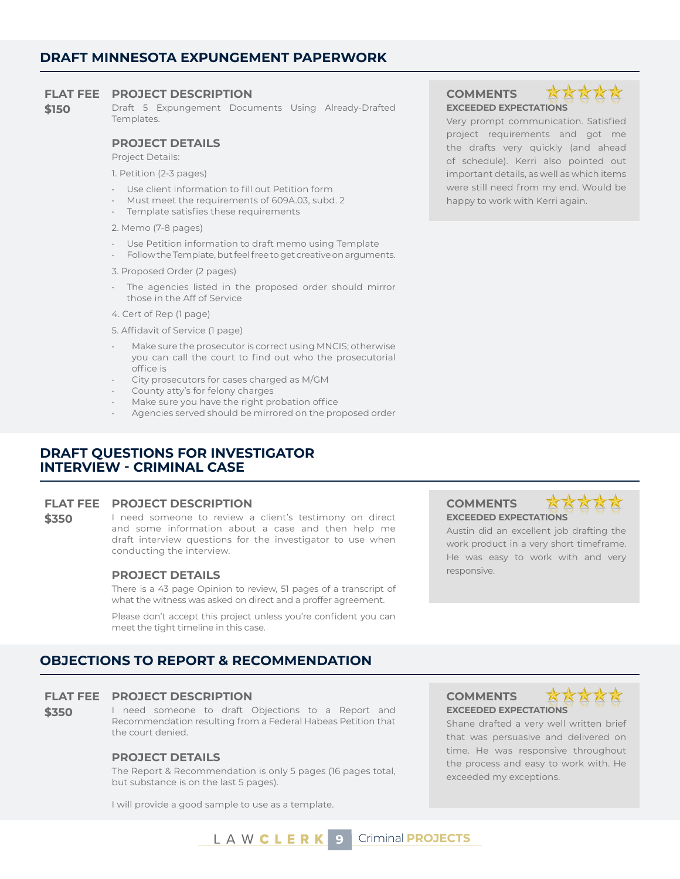## DRAFT MINNESOTA EXPUNGEMENT PAPERWORK

**FLAT FEE**
**$150**

### PROJECT DESCRIPTION

Draft 5 Expungement Documents Using Already-Drafted Templates.

### PROJECT DETAILS

Project Details:

1. Petition (2-3 pages)

- Use client information to fill out Petition form
- Must meet the requirements of 609A.03, subd. 2
- Template satisfies these requirements

2. Memo (7-8 pages)

- Use Petition information to draft memo using Template
- Follow the Template, but feel free to get creative on arguments.

3. Proposed Order (2 pages)

- The agencies listed in the proposed order should mirror those in the Aff of Service

4. Cert of Rep (1 page)

5. Affidavit of Service (1 page)

- Make sure the prosecutor is correct using MNCIS; otherwise you can call the court to find out who the prosecutorial office is
- City prosecutors for cases charged as M/GM
- County atty's for felony charges
- Make sure you have the right probation office
- Agencies served should be mirrored on the proposed order

### COMMENTS

★★★★★

**EXCEEDED EXPECTATIONS**

Very prompt communication. Satisfied project requirements and got me the drafts very quickly (and ahead of schedule). Kerri also pointed out important details, as well as which items were still need from my end. Would be happy to work with Kerri again.

## DRAFT QUESTIONS FOR INVESTIGATOR INTERVIEW - CRIMINAL CASE

**FLAT FEE**
**$350**

### PROJECT DESCRIPTION

I need someone to review a client's testimony on direct and some information about a case and then help me draft interview questions for the investigator to use when conducting the interview.

### PROJECT DETAILS

There is a 43 page Opinion to review, 51 pages of a transcript of what the witness was asked on direct and a proffer agreement.

Please don't accept this project unless you're confident you can meet the tight timeline in this case.

### COMMENTS

★★★★★

**EXCEEDED EXPECTATIONS**

Austin did an excellent job drafting the work product in a very short timeframe. He was easy to work with and very responsive.

## OBJECTIONS TO REPORT & RECOMMENDATION

**FLAT FEE**
**$350**

### PROJECT DESCRIPTION

I need someone to draft Objections to a Report and Recommendation resulting from a Federal Habeas Petition that the court denied.

### PROJECT DETAILS

The Report & Recommendation is only 5 pages (16 pages total, but substance is on the last 5 pages).

I will provide a good sample to use as a template.

### COMMENTS

★★★★★

**EXCEEDED EXPECTATIONS**

Shane drafted a very well written brief that was persuasive and delivered on time. He was responsive throughout the process and easy to work with. He exceeded my exceptions.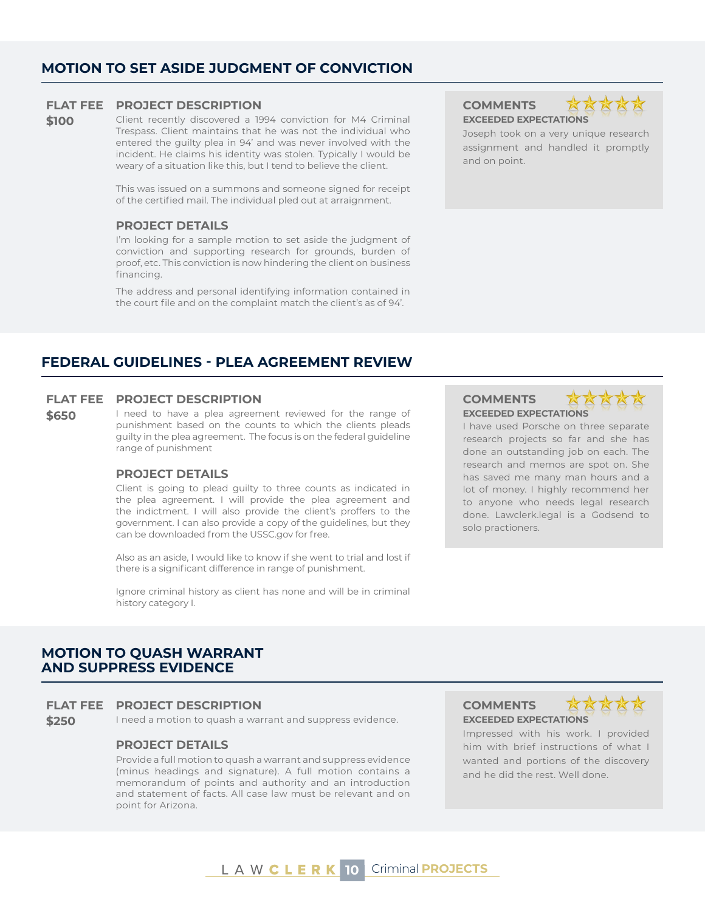## MOTION TO SET ASIDE JUDGMENT OF CONVICTION

**FLAT FEE**
**$100**

**PROJECT DESCRIPTION**

Client recently discovered a 1994 conviction for M4 Criminal Trespass. Client maintains that he was not the individual who entered the guilty plea in 94' and was never involved with the incident. He claims his identity was stolen. Typically I would be weary of a situation like this, but I tend to believe the client.

This was issued on a summons and someone signed for receipt of the certified mail. The individual pled out at arraignment.

**PROJECT DETAILS**

I'm looking for a sample motion to set aside the judgment of conviction and supporting research for grounds, burden of proof, etc. This conviction is now hindering the client on business financing.

The address and personal identifying information contained in the court file and on the complaint match the client's as of 94'.

**COMMENTS**
**EXCEEDED EXPECTATIONS**

Joseph took on a very unique research assignment and handled it promptly and on point.

## FEDERAL GUIDELINES - PLEA AGREEMENT REVIEW

**FLAT FEE**
**$650**

**PROJECT DESCRIPTION**

I need to have a plea agreement reviewed for the range of punishment based on the counts to which the clients pleads guilty in the plea agreement. The focus is on the federal guideline range of punishment

**PROJECT DETAILS**

Client is going to plead guilty to three counts as indicated in the plea agreement. I will provide the plea agreement and the indictment. I will also provide the client's proffers to the government. I can also provide a copy of the guidelines, but they can be downloaded from the USSC.gov for free.

Also as an aside, I would like to know if she went to trial and lost if there is a significant difference in range of punishment.

Ignore criminal history as client has none and will be in criminal history category I.

**COMMENTS**
**EXCEEDED EXPECTATIONS**

I have used Porsche on three separate research projects so far and she has done an outstanding job on each. The research and memos are spot on. She has saved me many man hours and a lot of money. I highly recommend her to anyone who needs legal research done. Lawclerk.legal is a Godsend to solo practioners.

## MOTION TO QUASH WARRANT AND SUPPRESS EVIDENCE

**FLAT FEE**
**$250**

**PROJECT DESCRIPTION**

I need a motion to quash a warrant and suppress evidence.

**PROJECT DETAILS**

Provide a full motion to quash a warrant and suppress evidence (minus headings and signature). A full motion contains a memorandum of points and authority and an introduction and statement of facts. All case law must be relevant and on point for Arizona.

**COMMENTS**
**EXCEEDED EXPECTATIONS**

Impressed with his work. I provided him with brief instructions of what I wanted and portions of the discovery and he did the rest. Well done.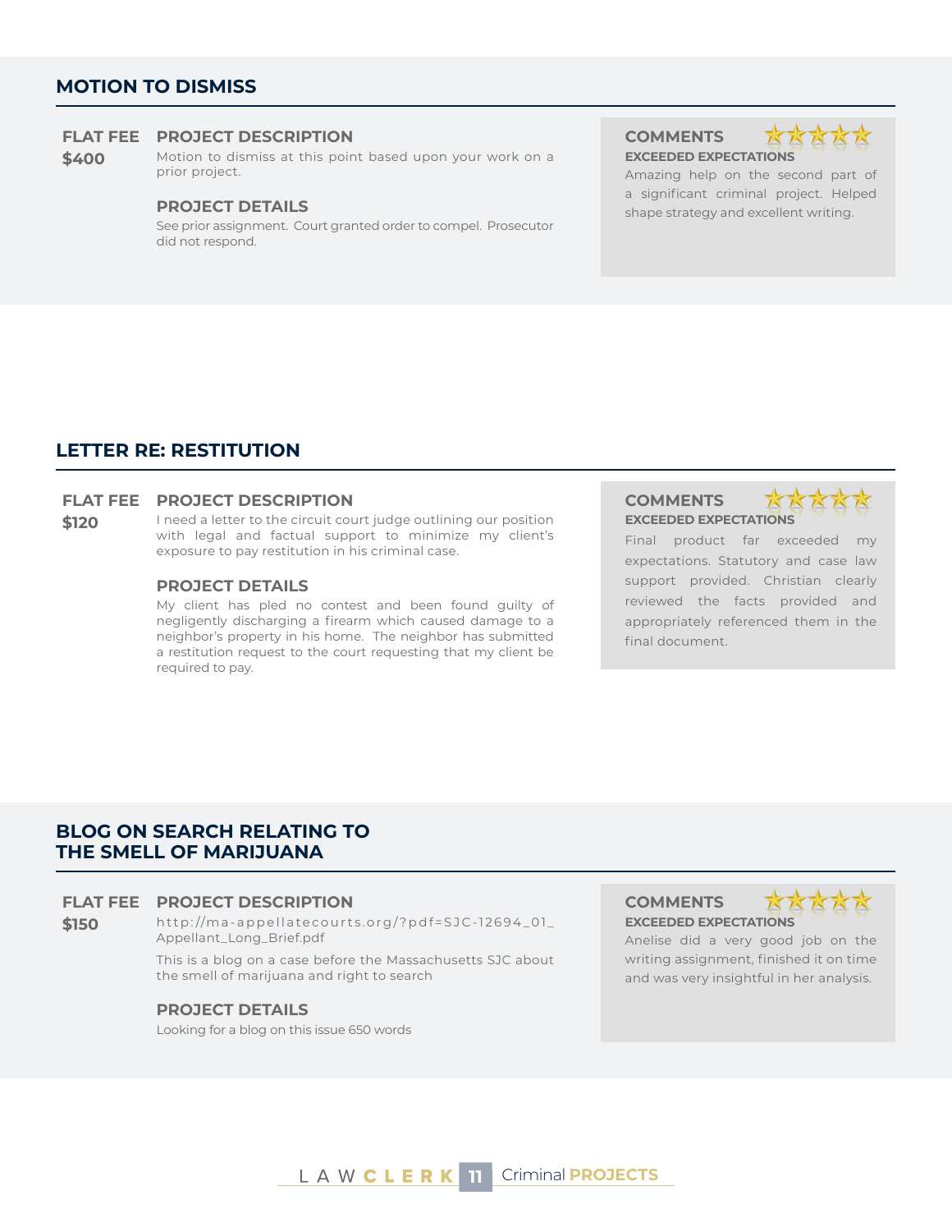## MOTION TO DISMISS

**FLAT FEE**

**$400**

**PROJECT DESCRIPTION**

Motion to dismiss at this point based upon your work on a prior project.

**PROJECT DETAILS**

See prior assignment. Court granted order to compel. Prosecutor did not respond.

**COMMENTS**

**EXCEEDED EXPECTATIONS**

Amazing help on the second part of a significant criminal project. Helped shape strategy and excellent writing.

## LETTER RE: RESTITUTION

**FLAT FEE**

**$120**

**PROJECT DESCRIPTION**

I need a letter to the circuit court judge outlining our position with legal and factual support to minimize my client's exposure to pay restitution in his criminal case.

**PROJECT DETAILS**

My client has pled no contest and been found guilty of negligently discharging a firearm which caused damage to a neighbor's property in his home. The neighbor has submitted a restitution request to the court requesting that my client be required to pay.

**COMMENTS**

**EXCEEDED EXPECTATIONS**

Final product far exceeded my expectations. Statutory and case law support provided. Christian clearly reviewed the facts provided and appropriately referenced them in the final document.

## BLOG ON SEARCH RELATING TO THE SMELL OF MARIJUANA

**FLAT FEE**

**$150**

**PROJECT DESCRIPTION**

http://ma-appellatecourts.org/?pdf=SJC-12694_01_Appellant_Long_Brief.pdf

This is a blog on a case before the Massachusetts SJC about the smell of marijuana and right to search

**PROJECT DETAILS**

Looking for a blog on this issue 650 words

**COMMENTS**

**EXCEEDED EXPECTATIONS**

Anelise did a very good job on the writing assignment, finished it on time and was very insightful in her analysis.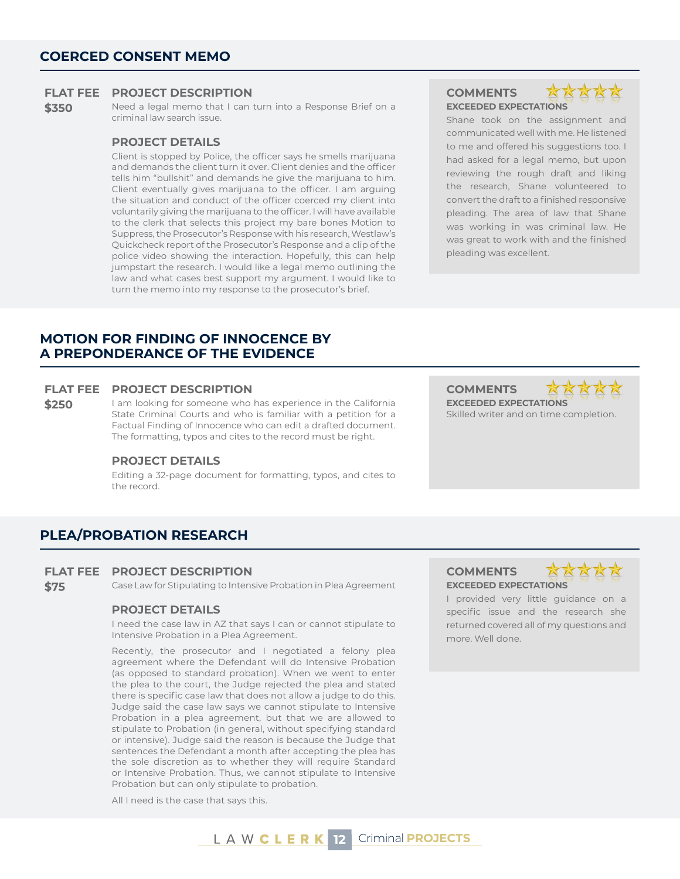## COERCED CONSENT MEMO

**FLAT FEE**
**$350**

### PROJECT DESCRIPTION

Need a legal memo that I can turn into a Response Brief on a criminal law search issue.

### PROJECT DETAILS

Client is stopped by Police, the officer says he smells marijuana and demands the client turn it over. Client denies and the officer tells him "bullshit" and demands he give the marijuana to him. Client eventually gives marijuana to the officer. I am arguing the situation and conduct of the officer coerced my client into voluntarily giving the marijuana to the officer. I will have available to the clerk that selects this project my bare bones Motion to Suppress, the Prosecutor's Response with his research, Westlaw's Quickcheck report of the Prosecutor's Response and a clip of the police video showing the interaction. Hopefully, this can help jumpstart the research. I would like a legal memo outlining the law and what cases best support my argument. I would like to turn the memo into my response to the prosecutor's brief.

### COMMENTS

**EXCEEDED EXPECTATIONS**

Shane took on the assignment and communicated well with me. He listened to me and offered his suggestions too. I had asked for a legal memo, but upon reviewing the rough draft and liking the research, Shane volunteered to convert the draft to a finished responsive pleading. The area of law that Shane was working in was criminal law. He was great to work with and the finished pleading was excellent.

## MOTION FOR FINDING OF INNOCENCE BY A PREPONDERANCE OF THE EVIDENCE

**FLAT FEE**
**$250**

### PROJECT DESCRIPTION

I am looking for someone who has experience in the California State Criminal Courts and who is familiar with a petition for a Factual Finding of Innocence who can edit a drafted document. The formatting, typos and cites to the record must be right.

### PROJECT DETAILS

Editing a 32-page document for formatting, typos, and cites to the record.

### COMMENTS

**EXCEEDED EXPECTATIONS**

Skilled writer and on time completion.

## PLEA/PROBATION RESEARCH

**FLAT FEE**
**$75**

### PROJECT DESCRIPTION

Case Law for Stipulating to Intensive Probation in Plea Agreement

### PROJECT DETAILS

I need the case law in AZ that says I can or cannot stipulate to Intensive Probation in a Plea Agreement.

Recently, the prosecutor and I negotiated a felony plea agreement where the Defendant will do Intensive Probation (as opposed to standard probation). When we went to enter the plea to the court, the Judge rejected the plea and stated there is specific case law that does not allow a judge to do this. Judge said the case law says we cannot stipulate to Intensive Probation in a plea agreement, but that we are allowed to stipulate to Probation (in general, without specifying standard or intensive). Judge said the reason is because the Judge that sentences the Defendant a month after accepting the plea has the sole discretion as to whether they will require Standard or Intensive Probation. Thus, we cannot stipulate to Intensive Probation but can only stipulate to probation.

All I need is the case that says this.

### COMMENTS

**EXCEEDED EXPECTATIONS**

I provided very little guidance on a specific issue and the research she returned covered all of my questions and more. Well done.